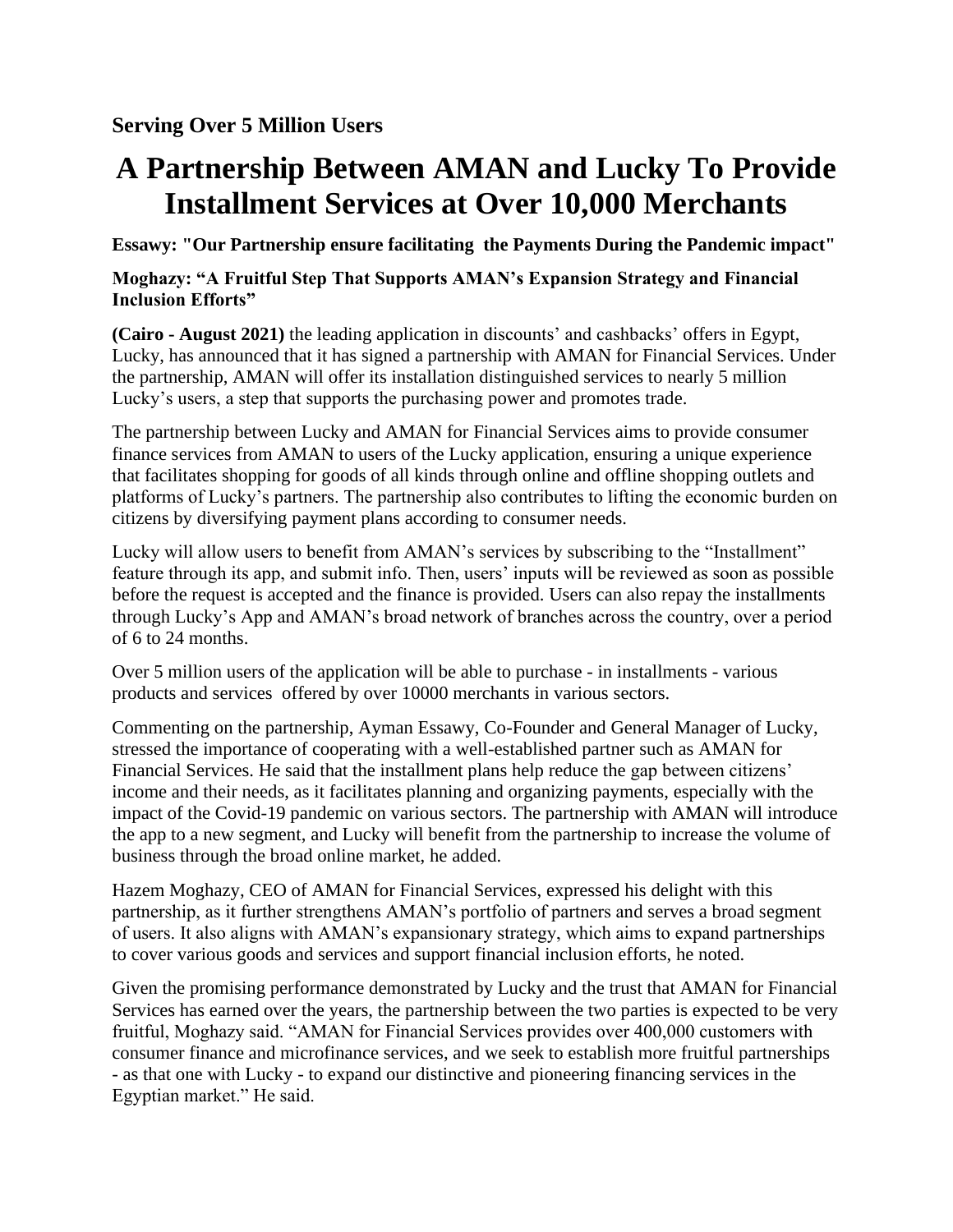**Serving Over 5 Million Users**

# A Partnership Between AMAN and Lucky To Provide Installment Services at Over 10,000 Merchants

**Essawy: "Our Partnership ensure facilitating the Payments During the Pandemic impact"**

**Moghazy: "A Fruitful Step That Supports AMAN's Expansion Strategy and Financial Inclusion Efforts"**

**(Cairo - August 2021)** the leading application in discounts' and cashbacks' offers in Egypt, Lucky, has announced that it has signed a partnership with AMAN for Financial Services. Under the partnership, AMAN will offer its installation distinguished services to nearly 5 million Lucky's users, a step that supports the purchasing power and promotes trade.

The partnership between Lucky and AMAN for Financial Services aims to provide consumer finance services from AMAN to users of the Lucky application, ensuring a unique experience that facilitates shopping for goods of all kinds through online and offline shopping outlets and platforms of Lucky's partners. The partnership also contributes to lifting the economic burden on citizens by diversifying payment plans according to consumer needs.

Lucky will allow users to benefit from AMAN's services by subscribing to the "Installment" feature through its app, and submit info. Then, users' inputs will be reviewed as soon as possible before the request is accepted and the finance is provided. Users can also repay the installments through Lucky's App and AMAN's broad network of branches across the country, over a period of 6 to 24 months.

Over 5 million users of the application will be able to purchase - in installments - various products and services offered by over 10000 merchants in various sectors.

Commenting on the partnership, Ayman Essawy, Co-Founder and General Manager of Lucky, stressed the importance of cooperating with a well-established partner such as AMAN for Financial Services. He said that the installment plans help reduce the gap between citizens' income and their needs, as it facilitates planning and organizing payments, especially with the impact of the Covid-19 pandemic on various sectors. The partnership with AMAN will introduce the app to a new segment, and Lucky will benefit from the partnership to increase the volume of business through the broad online market, he added.

Hazem Moghazy, CEO of AMAN for Financial Services, expressed his delight with this partnership, as it further strengthens AMAN's portfolio of partners and serves a broad segment of users. It also aligns with AMAN's expansionary strategy, which aims to expand partnerships to cover various goods and services and support financial inclusion efforts, he noted.

Given the promising performance demonstrated by Lucky and the trust that AMAN for Financial Services has earned over the years, the partnership between the two parties is expected to be very fruitful, Moghazy said. "AMAN for Financial Services provides over 400,000 customers with consumer finance and microfinance services, and we seek to establish more fruitful partnerships - as that one with Lucky - to expand our distinctive and pioneering financing services in the Egyptian market." He said.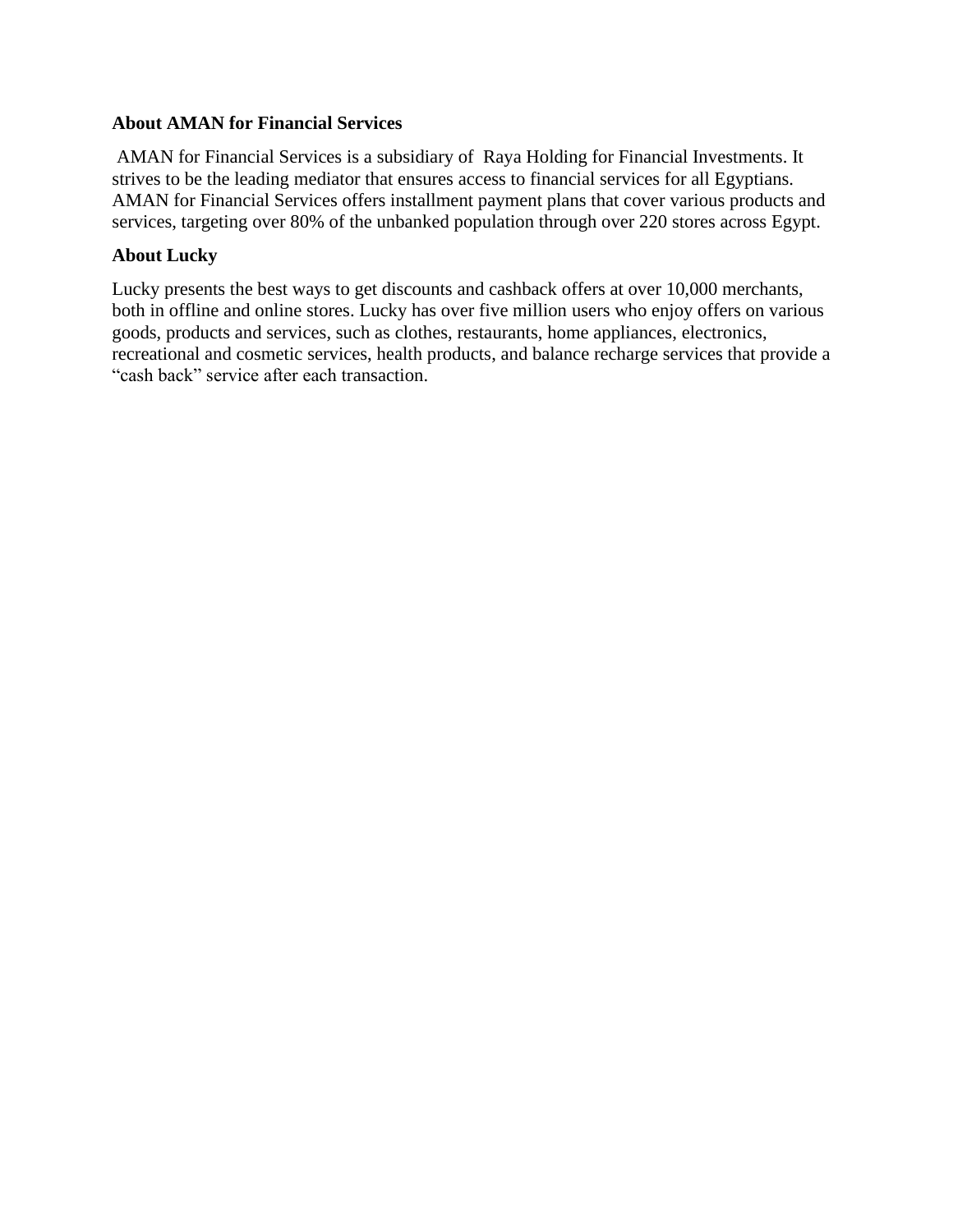**About AMAN for Financial Services**

AMAN for Financial Services is a subsidiary of Raya Holding for Financial Investments. It strives to be the leading mediator that ensures access to financial services for all Egyptians. AMAN for Financial Services offers installment payment plans that cover various products and services, targeting over 80% of the unbanked population through over 220 stores across Egypt.

**About Lucky**

Lucky presents the best ways to get discounts and cashback offers at over 10,000 merchants, both in offline and online stores. Lucky has over five million users who enjoy offers on various goods, products and services, such as clothes, restaurants, home appliances, electronics, recreational and cosmetic services, health products, and balance recharge services that provide a "cash back" service after each transaction.